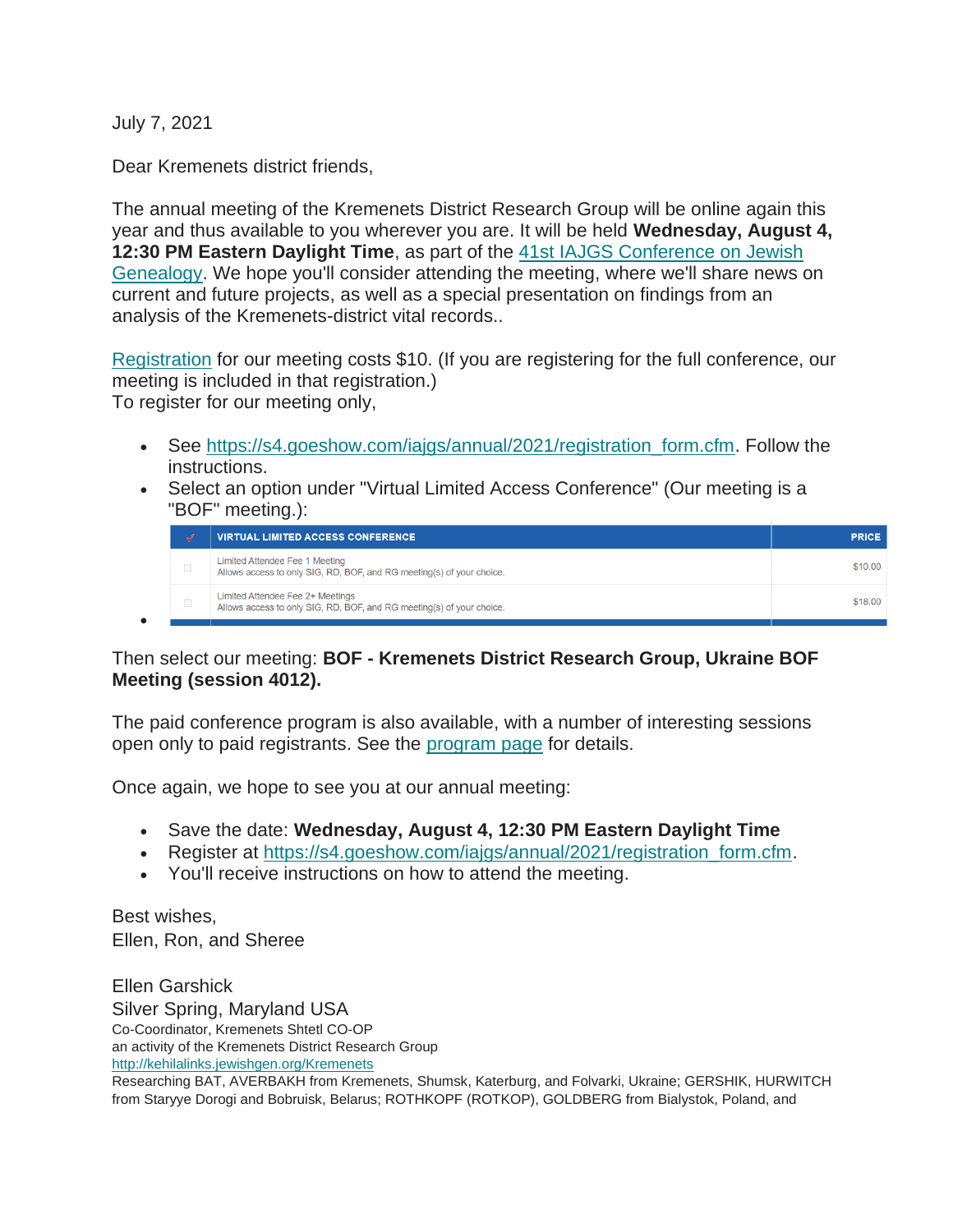July 7, 2021

Dear Kremenets district friends,

The annual meeting of the Kremenets District Research Group will be online again this year and thus available to you wherever you are. It will be held **Wednesday, August 4, 12:30 PM Eastern Daylight Time**, as part of the [41st IAJGS Conference on Jewish Genealogy](). We hope you'll consider attending the meeting, where we'll share news on current and future projects, as well as a special presentation on findings from an analysis of the Kremenets-district vital records..

[Registration]() for our meeting costs $10. (If you are registering for the full conference, our meeting is included in that registration.)
To register for our meeting only,

- See [https://s4.goeshow.com/iajgs/annual/2021/registration_form.cfm](https://s4.goeshow.com/iajgs/annual/2021/registration_form.cfm). Follow the instructions.
- Select an option under "Virtual Limited Access Conference" (Our meeting is a "BOF" meeting.):

| ✓ | VIRTUAL LIMITED ACCESS CONFERENCE | PRICE |
|---|---|---|
| ☐ | Limited Attendee Fee 1 Meeting<br>Allows access to only SIG, RD, BOF, and RG meeting(s) of your choice. | $10.00 |
| ☐ | Limited Attendee Fee 2+ Meetings<br>Allows access to only SIG, RD, BOF, and RG meeting(s) of your choice. | $18.00 |

Then select our meeting: **BOF - Kremenets District Research Group, Ukraine BOF Meeting (session 4012).**

The paid conference program is also available, with a number of interesting sessions open only to paid registrants. See the [program page]() for details.

Once again, we hope to see you at our annual meeting:

- Save the date: **Wednesday, August 4, 12:30 PM Eastern Daylight Time**
- Register at [https://s4.goeshow.com/iajgs/annual/2021/registration_form.cfm](https://s4.goeshow.com/iajgs/annual/2021/registration_form.cfm).
- You'll receive instructions on how to attend the meeting.

Best wishes,
Ellen, Ron, and Sheree

Ellen Garshick
Silver Spring, Maryland USA
Co-Coordinator, Kremenets Shtetl CO-OP
an activity of the Kremenets District Research Group
[http://kehilalinks.jewishgen.org/Kremenets](http://kehilalinks.jewishgen.org/Kremenets)
Researching BAT, AVERBAKH from Kremenets, Shumsk, Katerburg, and Folvarki, Ukraine; GERSHIK, HURWITCH from Staryye Dorogi and Bobruisk, Belarus; ROTHKOPF (ROTKOP), GOLDBERG from Bialystok, Poland, and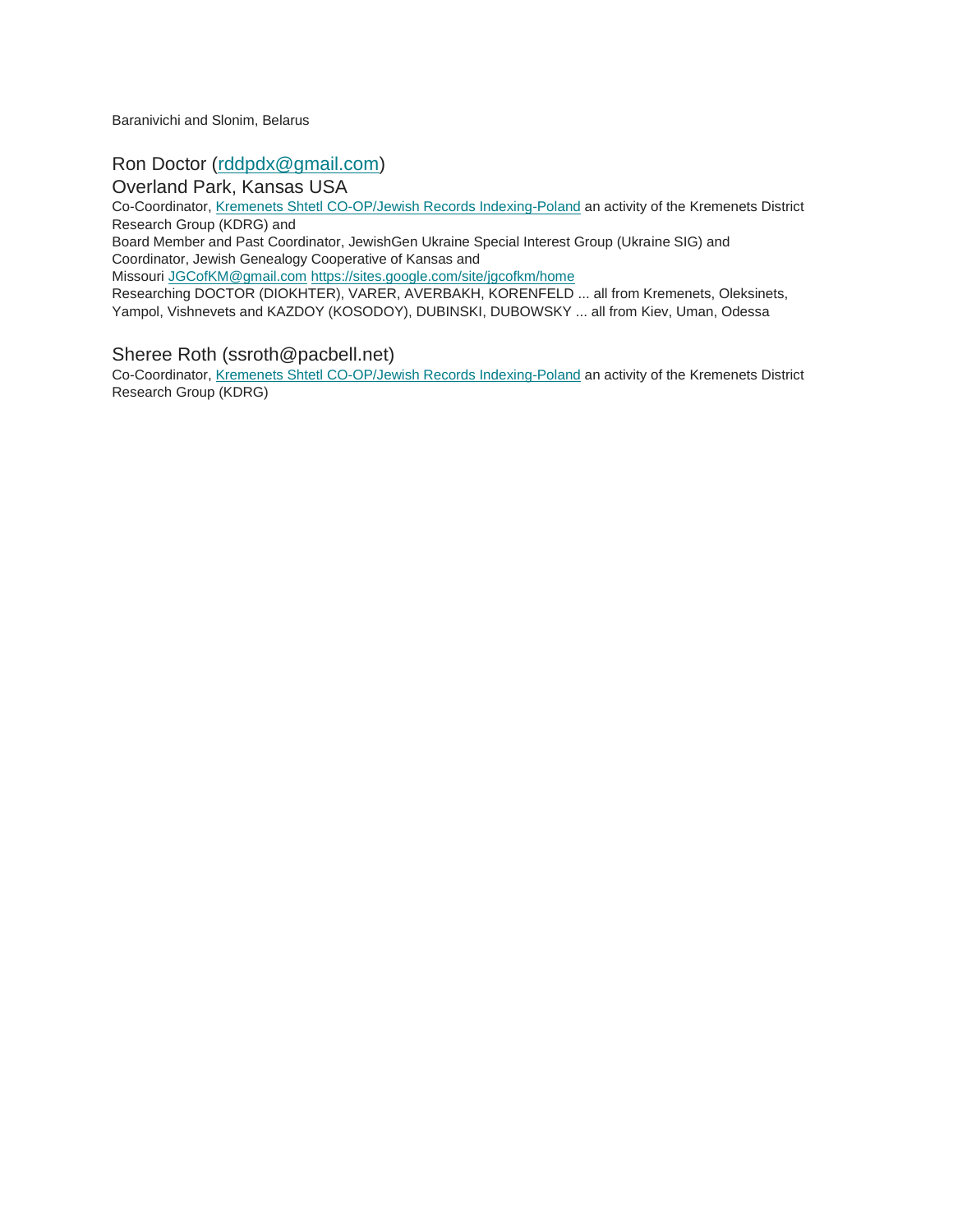Baranivichi and Slonim, Belarus

## Ron Doctor (rddpdx@gmail.com)

## Overland Park, Kansas USA

Co-Coordinator, Kremenets Shtetl CO-OP/Jewish Records Indexing-Poland an activity of the Kremenets District Research Group (KDRG) and
Board Member and Past Coordinator, JewishGen Ukraine Special Interest Group (Ukraine SIG) and
Coordinator, Jewish Genealogy Cooperative of Kansas and
Missouri JGCofKM@gmail.com https://sites.google.com/site/jgcofkm/home
Researching DOCTOR (DIOKHTER), VARER, AVERBAKH, KORENFELD ... all from Kremenets, Oleksinets, Yampol, Vishnevets and KAZDOY (KOSODOY), DUBINSKI, DUBOWSKY ... all from Kiev, Uman, Odessa

## Sheree Roth (ssroth@pacbell.net)

Co-Coordinator, Kremenets Shtetl CO-OP/Jewish Records Indexing-Poland an activity of the Kremenets District Research Group (KDRG)